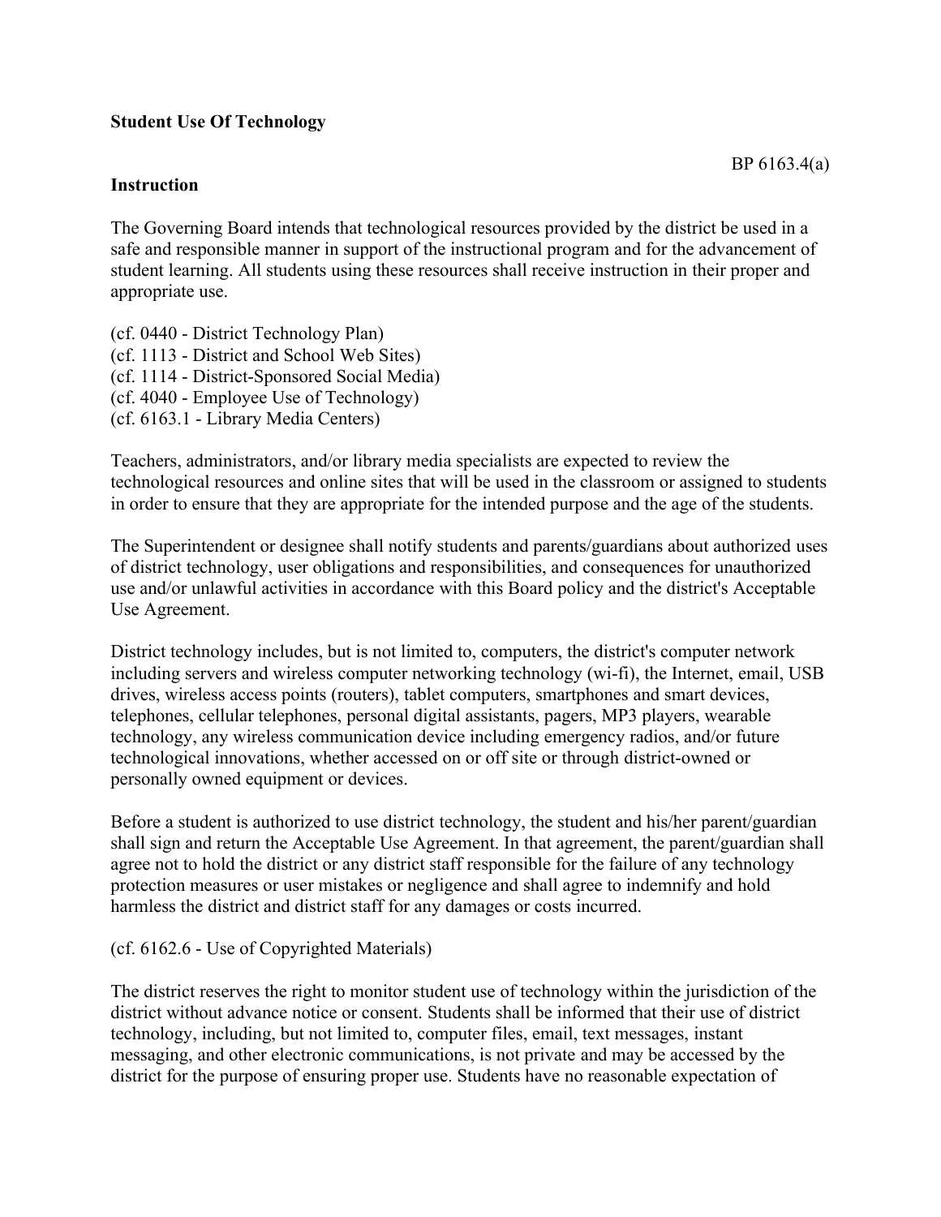**Student Use Of Technology**

BP 6163.4(a)

**Instruction**

The Governing Board intends that technological resources provided by the district be used in a safe and responsible manner in support of the instructional program and for the advancement of student learning. All students using these resources shall receive instruction in their proper and appropriate use.

(cf. 0440 - District Technology Plan)
(cf. 1113 - District and School Web Sites)
(cf. 1114 - District-Sponsored Social Media)
(cf. 4040 - Employee Use of Technology)
(cf. 6163.1 - Library Media Centers)

Teachers, administrators, and/or library media specialists are expected to review the technological resources and online sites that will be used in the classroom or assigned to students in order to ensure that they are appropriate for the intended purpose and the age of the students.

The Superintendent or designee shall notify students and parents/guardians about authorized uses of district technology, user obligations and responsibilities, and consequences for unauthorized use and/or unlawful activities in accordance with this Board policy and the district's Acceptable Use Agreement.

District technology includes, but is not limited to, computers, the district's computer network including servers and wireless computer networking technology (wi-fi), the Internet, email, USB drives, wireless access points (routers), tablet computers, smartphones and smart devices, telephones, cellular telephones, personal digital assistants, pagers, MP3 players, wearable technology, any wireless communication device including emergency radios, and/or future technological innovations, whether accessed on or off site or through district-owned or personally owned equipment or devices.

Before a student is authorized to use district technology, the student and his/her parent/guardian shall sign and return the Acceptable Use Agreement. In that agreement, the parent/guardian shall agree not to hold the district or any district staff responsible for the failure of any technology protection measures or user mistakes or negligence and shall agree to indemnify and hold harmless the district and district staff for any damages or costs incurred.

(cf. 6162.6 - Use of Copyrighted Materials)

The district reserves the right to monitor student use of technology within the jurisdiction of the district without advance notice or consent. Students shall be informed that their use of district technology, including, but not limited to, computer files, email, text messages, instant messaging, and other electronic communications, is not private and may be accessed by the district for the purpose of ensuring proper use. Students have no reasonable expectation of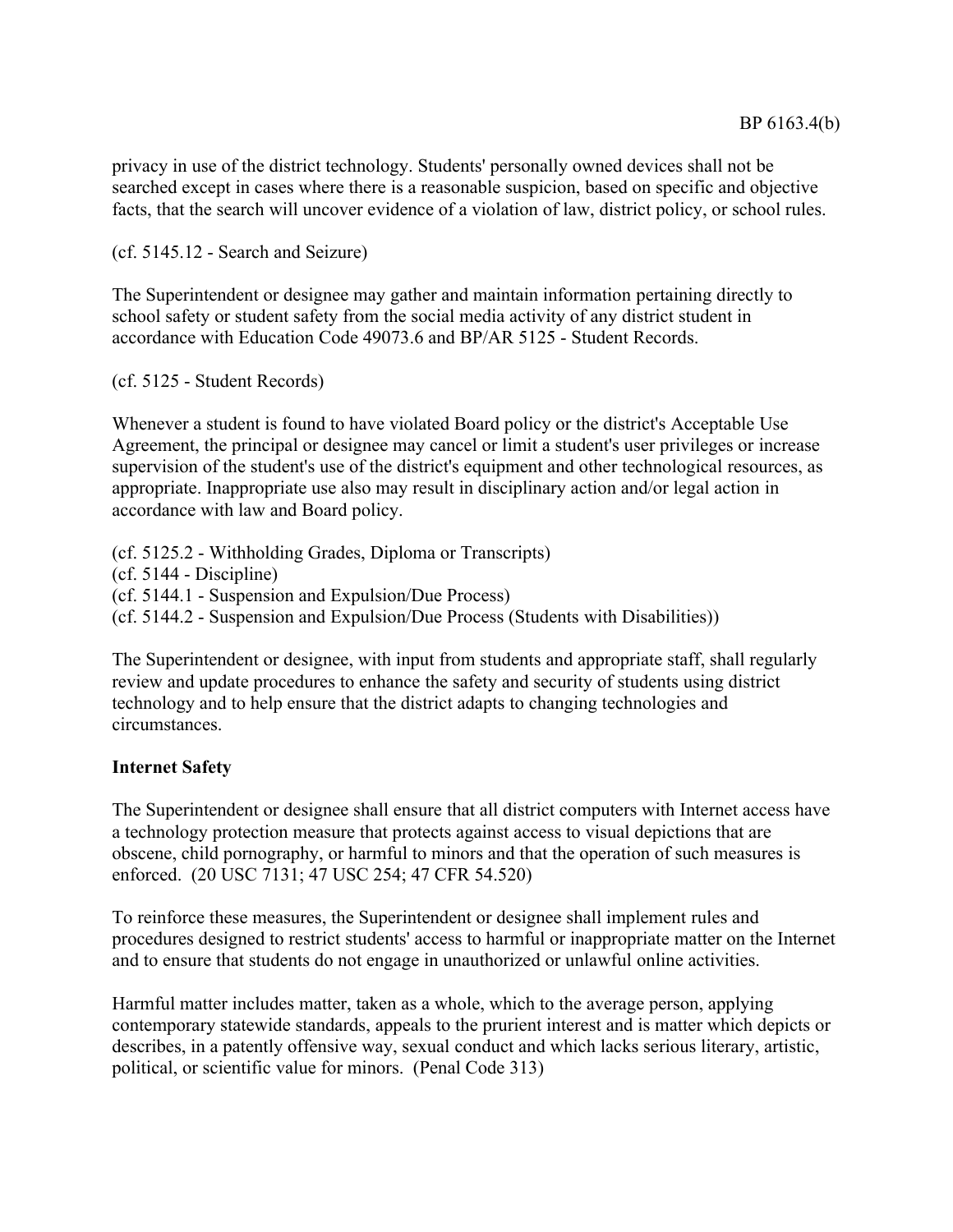privacy in use of the district technology. Students' personally owned devices shall not be searched except in cases where there is a reasonable suspicion, based on specific and objective facts, that the search will uncover evidence of a violation of law, district policy, or school rules.

(cf. 5145.12 - Search and Seizure)

The Superintendent or designee may gather and maintain information pertaining directly to school safety or student safety from the social media activity of any district student in accordance with Education Code 49073.6 and BP/AR 5125 - Student Records.

(cf. 5125 - Student Records)

Whenever a student is found to have violated Board policy or the district's Acceptable Use Agreement, the principal or designee may cancel or limit a student's user privileges or increase supervision of the student's use of the district's equipment and other technological resources, as appropriate. Inappropriate use also may result in disciplinary action and/or legal action in accordance with law and Board policy.

(cf. 5125.2 - Withholding Grades, Diploma or Transcripts)
(cf. 5144 - Discipline)
(cf. 5144.1 - Suspension and Expulsion/Due Process)
(cf. 5144.2 - Suspension and Expulsion/Due Process (Students with Disabilities))

The Superintendent or designee, with input from students and appropriate staff, shall regularly review and update procedures to enhance the safety and security of students using district technology and to help ensure that the district adapts to changing technologies and circumstances.

**Internet Safety**

The Superintendent or designee shall ensure that all district computers with Internet access have a technology protection measure that protects against access to visual depictions that are obscene, child pornography, or harmful to minors and that the operation of such measures is enforced. (20 USC 7131; 47 USC 254; 47 CFR 54.520)

To reinforce these measures, the Superintendent or designee shall implement rules and procedures designed to restrict students' access to harmful or inappropriate matter on the Internet and to ensure that students do not engage in unauthorized or unlawful online activities.

Harmful matter includes matter, taken as a whole, which to the average person, applying contemporary statewide standards, appeals to the prurient interest and is matter which depicts or describes, in a patently offensive way, sexual conduct and which lacks serious literary, artistic, political, or scientific value for minors. (Penal Code 313)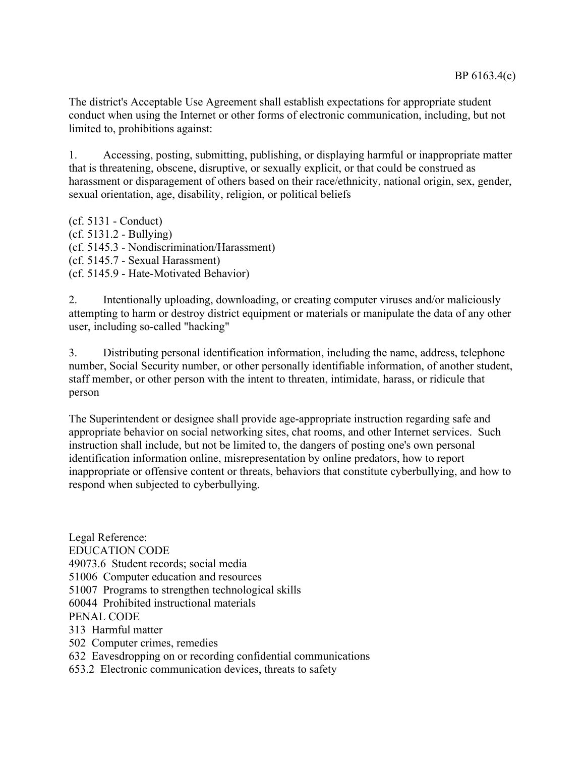The district's Acceptable Use Agreement shall establish expectations for appropriate student conduct when using the Internet or other forms of electronic communication, including, but not limited to, prohibitions against:

1. Accessing, posting, submitting, publishing, or displaying harmful or inappropriate matter that is threatening, obscene, disruptive, or sexually explicit, or that could be construed as harassment or disparagement of others based on their race/ethnicity, national origin, sex, gender, sexual orientation, age, disability, religion, or political beliefs

(cf. 5131 - Conduct)
(cf. 5131.2 - Bullying)
(cf. 5145.3 - Nondiscrimination/Harassment)
(cf. 5145.7 - Sexual Harassment)
(cf. 5145.9 - Hate-Motivated Behavior)

2. Intentionally uploading, downloading, or creating computer viruses and/or maliciously attempting to harm or destroy district equipment or materials or manipulate the data of any other user, including so-called "hacking"

3. Distributing personal identification information, including the name, address, telephone number, Social Security number, or other personally identifiable information, of another student, staff member, or other person with the intent to threaten, intimidate, harass, or ridicule that person

The Superintendent or designee shall provide age-appropriate instruction regarding safe and appropriate behavior on social networking sites, chat rooms, and other Internet services. Such instruction shall include, but not be limited to, the dangers of posting one's own personal identification information online, misrepresentation by online predators, how to report inappropriate or offensive content or threats, behaviors that constitute cyberbullying, and how to respond when subjected to cyberbullying.

Legal Reference:
EDUCATION CODE
49073.6 Student records; social media
51006 Computer education and resources
51007 Programs to strengthen technological skills
60044 Prohibited instructional materials
PENAL CODE
313 Harmful matter
502 Computer crimes, remedies
632 Eavesdropping on or recording confidential communications
653.2 Electronic communication devices, threats to safety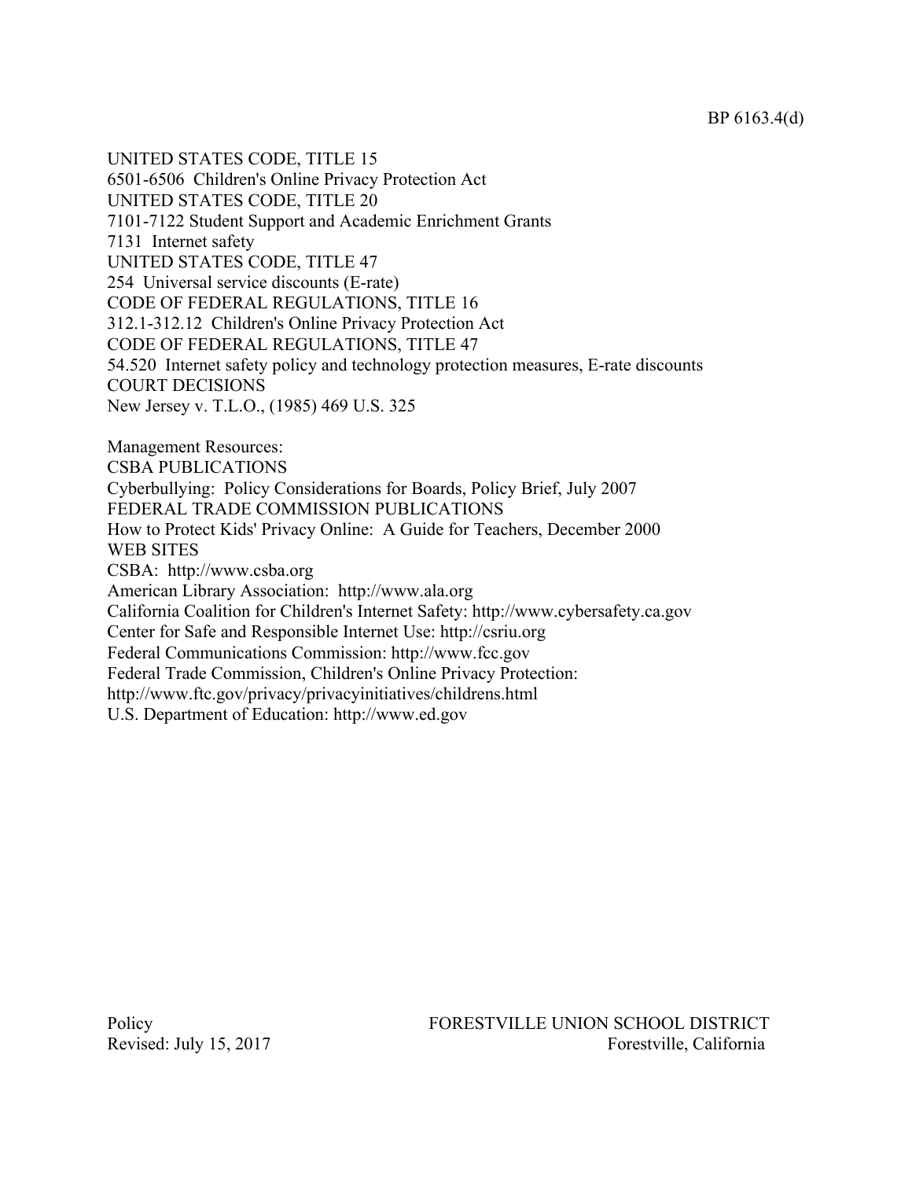UNITED STATES CODE, TITLE 15
6501-6506 Children's Online Privacy Protection Act
UNITED STATES CODE, TITLE 20
7101-7122 Student Support and Academic Enrichment Grants
7131 Internet safety
UNITED STATES CODE, TITLE 47
254 Universal service discounts (E-rate)
CODE OF FEDERAL REGULATIONS, TITLE 16
312.1-312.12 Children's Online Privacy Protection Act
CODE OF FEDERAL REGULATIONS, TITLE 47
54.520 Internet safety policy and technology protection measures, E-rate discounts
COURT DECISIONS
New Jersey v. T.L.O., (1985) 469 U.S. 325

Management Resources:
CSBA PUBLICATIONS
Cyberbullying: Policy Considerations for Boards, Policy Brief, July 2007
FEDERAL TRADE COMMISSION PUBLICATIONS
How to Protect Kids' Privacy Online: A Guide for Teachers, December 2000
WEB SITES
CSBA: http://www.csba.org
American Library Association: http://www.ala.org
California Coalition for Children's Internet Safety: http://www.cybersafety.ca.gov
Center for Safe and Responsible Internet Use: http://csriu.org
Federal Communications Commission: http://www.fcc.gov
Federal Trade Commission, Children's Online Privacy Protection:
http://www.ftc.gov/privacy/privacyinitiatives/childrens.html
U.S. Department of Education: http://www.ed.gov

Policy
Revised: July 15, 2017

FORESTVILLE UNION SCHOOL DISTRICT
Forestville, California